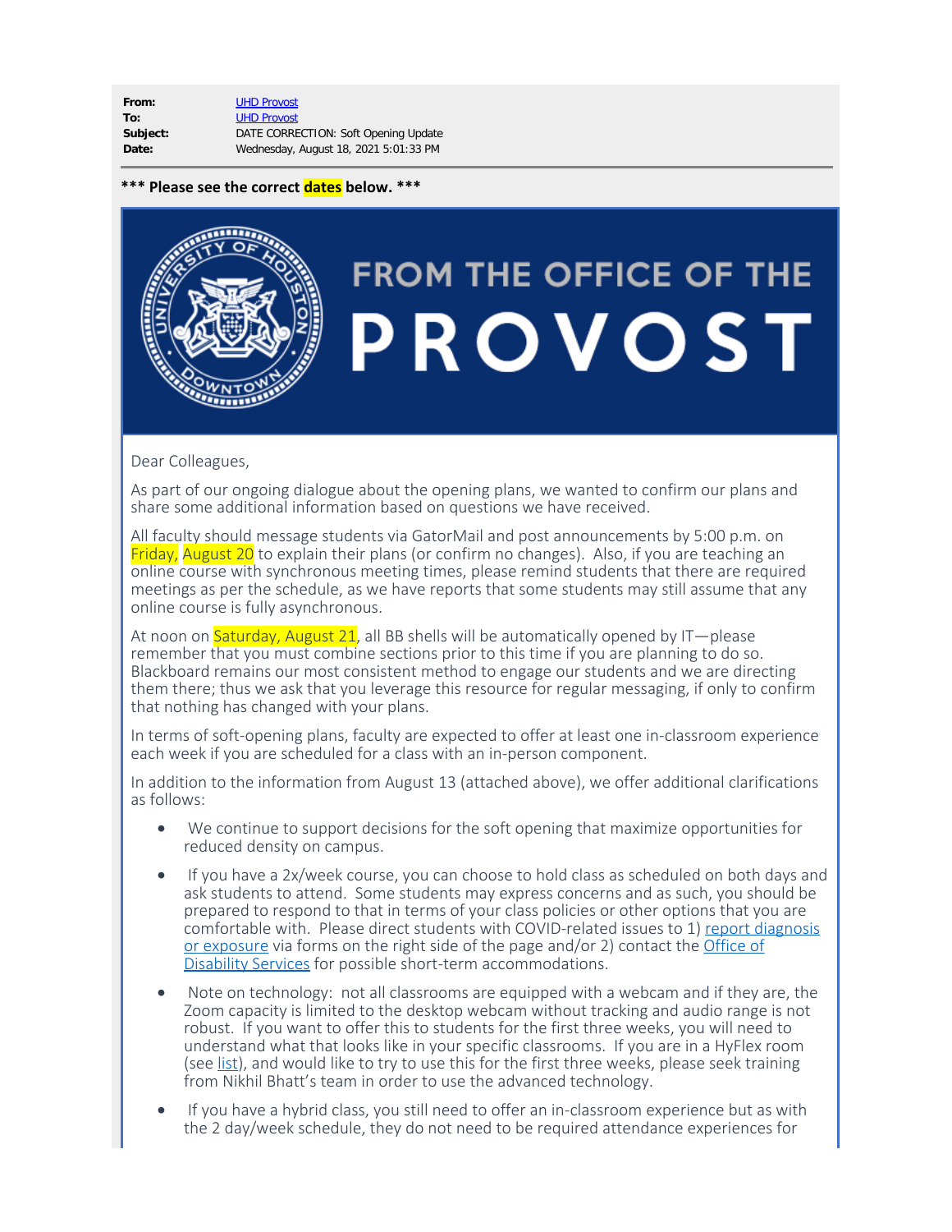| | |
|---|---|
| **From:** | UHD Provost |
| **To:** | UHD Provost |
| **Subject:** | DATE CORRECTION: Soft Opening Update |
| **Date:** | Wednesday, August 18, 2021 5:01:33 PM |

**\*\*\* Please see the correct dates below. \*\*\***

# FROM THE OFFICE OF THE PROVOST

Dear Colleagues,

As part of our ongoing dialogue about the opening plans, we wanted to confirm our plans and share some additional information based on questions we have received.

All faculty should message students via GatorMail and post announcements by 5:00 p.m. on Friday, August 20 to explain their plans (or confirm no changes). Also, if you are teaching an online course with synchronous meeting times, please remind students that there are required meetings as per the schedule, as we have reports that some students may still assume that any online course is fully asynchronous.

At noon on Saturday, August 21, all BB shells will be automatically opened by IT—please remember that you must combine sections prior to this time if you are planning to do so. Blackboard remains our most consistent method to engage our students and we are directing them there; thus we ask that you leverage this resource for regular messaging, if only to confirm that nothing has changed with your plans.

In terms of soft-opening plans, faculty are expected to offer at least one in-classroom experience each week if you are scheduled for a class with an in-person component.

In addition to the information from August 13 (attached above), we offer additional clarifications as follows:

- We continue to support decisions for the soft opening that maximize opportunities for reduced density on campus.
- If you have a 2x/week course, you can choose to hold class as scheduled on both days and ask students to attend. Some students may express concerns and as such, you should be prepared to respond to that in terms of your class policies or other options that you are comfortable with. Please direct students with COVID-related issues to 1) report diagnosis or exposure via forms on the right side of the page and/or 2) contact the Office of Disability Services for possible short-term accommodations.
- Note on technology: not all classrooms are equipped with a webcam and if they are, the Zoom capacity is limited to the desktop webcam without tracking and audio range is not robust. If you want to offer this to students for the first three weeks, you will need to understand what that looks like in your specific classrooms. If you are in a HyFlex room (see list), and would like to try to use this for the first three weeks, please seek training from Nikhil Bhatt's team in order to use the advanced technology.
- If you have a hybrid class, you still need to offer an in-classroom experience but as with the 2 day/week schedule, they do not need to be required attendance experiences for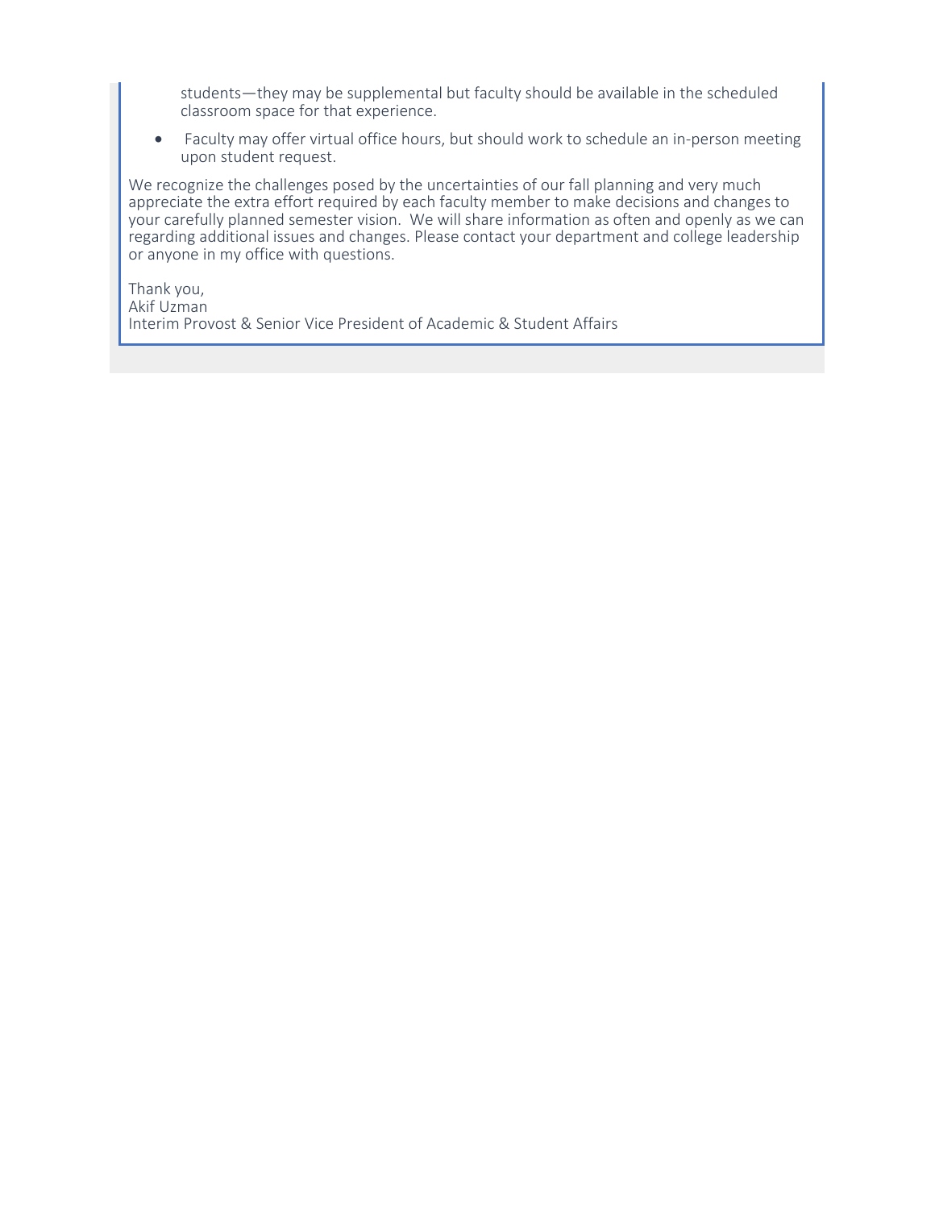students—they may be supplemental but faculty should be available in the scheduled classroom space for that experience.

- Faculty may offer virtual office hours, but should work to schedule an in-person meeting upon student request.

We recognize the challenges posed by the uncertainties of our fall planning and very much appreciate the extra effort required by each faculty member to make decisions and changes to your carefully planned semester vision. We will share information as often and openly as we can regarding additional issues and changes. Please contact your department and college leadership or anyone in my office with questions.

Thank you,
Akif Uzman
Interim Provost & Senior Vice President of Academic & Student Affairs